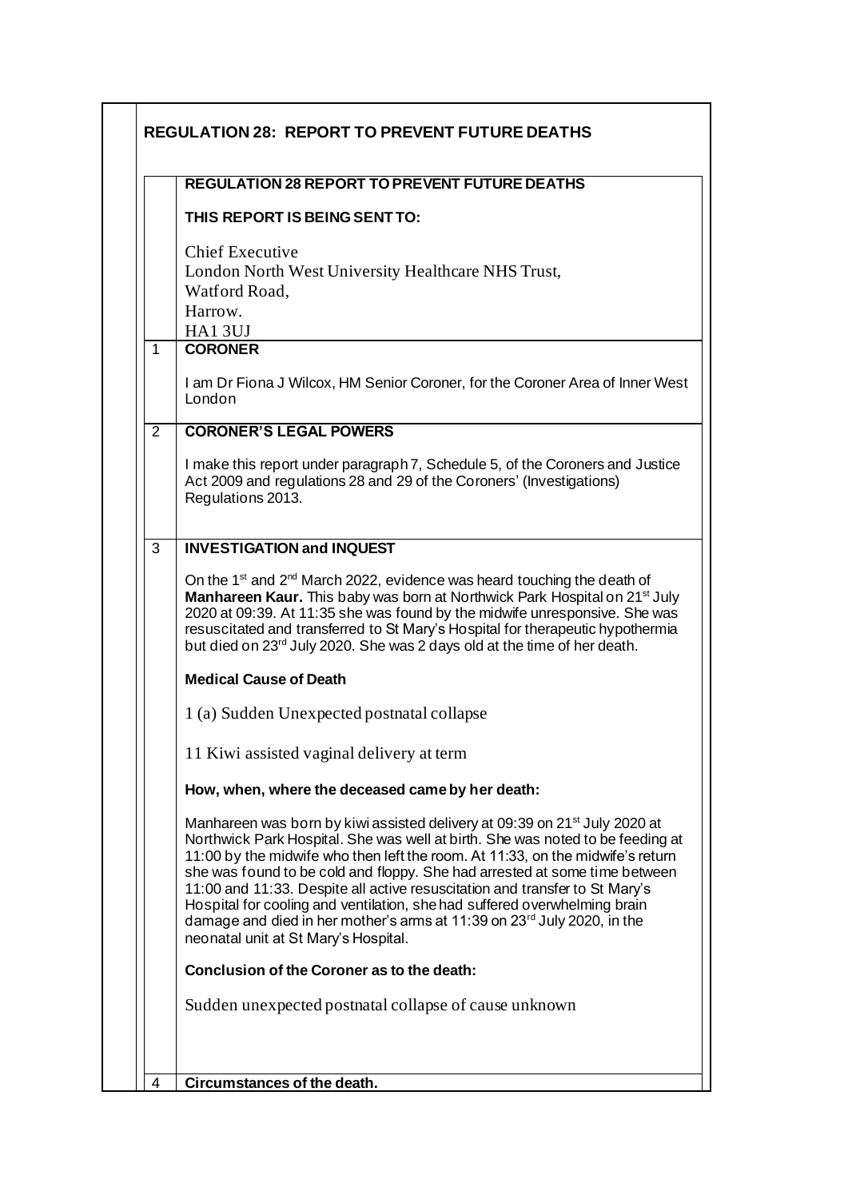# REGULATION 28: REPORT TO PREVENT FUTURE DEATHS

**REGULATION 28 REPORT TO PREVENT FUTURE DEATHS**

**THIS REPORT IS BEING SENT TO:**

Chief Executive
London North West University Healthcare NHS Trust,
Watford Road,
Harrow.
HA1 3UJ

## 1 CORONER

I am Dr Fiona J Wilcox, HM Senior Coroner, for the Coroner Area of Inner West London

## 2 CORONER'S LEGAL POWERS

I make this report under paragraph 7, Schedule 5, of the Coroners and Justice Act 2009 and regulations 28 and 29 of the Coroners' (Investigations) Regulations 2013.

## 3 INVESTIGATION and INQUEST

On the 1st and 2nd March 2022, evidence was heard touching the death of **Manhareen Kaur.** This baby was born at Northwick Park Hospital on 21st July 2020 at 09:39. At 11:35 she was found by the midwife unresponsive. She was resuscitated and transferred to St Mary's Hospital for therapeutic hypothermia but died on 23rd July 2020. She was 2 days old at the time of her death.

**Medical Cause of Death**

1 (a) Sudden Unexpected postnatal collapse

11 Kiwi assisted vaginal delivery at term

**How, when, where the deceased came by her death:**

Manhareen was born by kiwi assisted delivery at 09:39 on 21st July 2020 at Northwick Park Hospital. She was well at birth. She was noted to be feeding at 11:00 by the midwife who then left the room. At 11:33, on the midwife's return she was found to be cold and floppy. She had arrested at some time between 11:00 and 11:33. Despite all active resuscitation and transfer to St Mary's Hospital for cooling and ventilation, she had suffered overwhelming brain damage and died in her mother's arms at 11:39 on 23rd July 2020, in the neonatal unit at St Mary's Hospital.

**Conclusion of the Coroner as to the death:**

Sudden unexpected postnatal collapse of cause unknown

## 4 Circumstances of the death.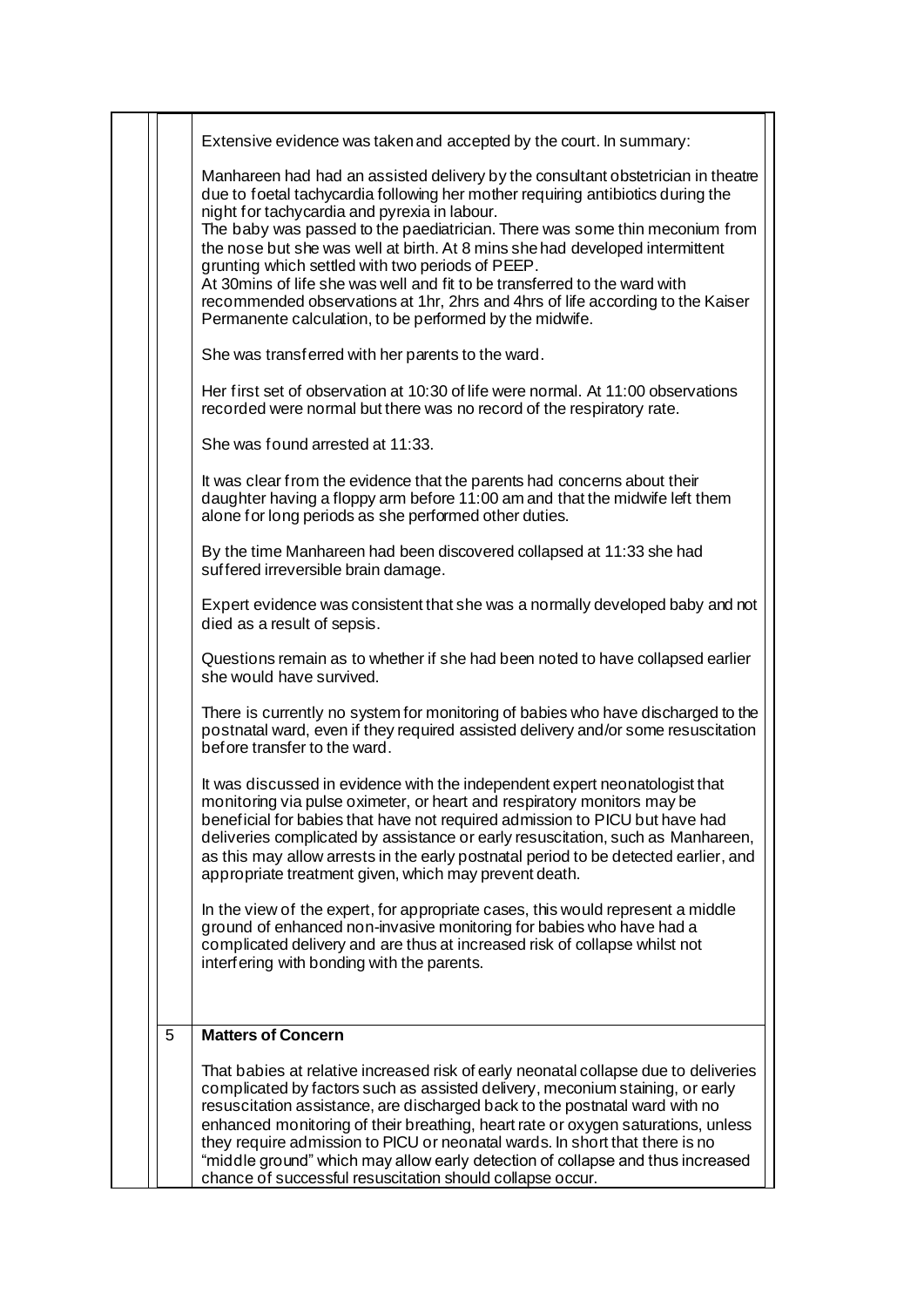Extensive evidence was taken and accepted by the court. In summary:

Manhareen had had an assisted delivery by the consultant obstetrician in theatre due to foetal tachycardia following her mother requiring antibiotics during the night for tachycardia and pyrexia in labour.
The baby was passed to the paediatrician. There was some thin meconium from the nose but she was well at birth. At 8 mins she had developed intermittent grunting which settled with two periods of PEEP.
At 30mins of life she was well and fit to be transferred to the ward with recommended observations at 1hr, 2hrs and 4hrs of life according to the Kaiser Permanente calculation, to be performed by the midwife.

She was transferred with her parents to the ward.

Her first set of observation at 10:30 of life were normal. At 11:00 observations recorded were normal but there was no record of the respiratory rate.

She was found arrested at 11:33.

It was clear from the evidence that the parents had concerns about their daughter having a floppy arm before 11:00 am and that the midwife left them alone for long periods as she performed other duties.

By the time Manhareen had been discovered collapsed at 11:33 she had suffered irreversible brain damage.

Expert evidence was consistent that she was a normally developed baby and not died as a result of sepsis.

Questions remain as to whether if she had been noted to have collapsed earlier she would have survived.

There is currently no system for monitoring of babies who have discharged to the postnatal ward, even if they required assisted delivery and/or some resuscitation before transfer to the ward.

It was discussed in evidence with the independent expert neonatologist that monitoring via pulse oximeter, or heart and respiratory monitors may be beneficial for babies that have not required admission to PICU but have had deliveries complicated by assistance or early resuscitation, such as Manhareen, as this may allow arrests in the early postnatal period to be detected earlier, and appropriate treatment given, which may prevent death.

In the view of the expert, for appropriate cases, this would represent a middle ground of enhanced non-invasive monitoring for babies who have had a complicated delivery and are thus at increased risk of collapse whilst not interfering with bonding with the parents.

## 5 Matters of Concern

That babies at relative increased risk of early neonatal collapse due to deliveries complicated by factors such as assisted delivery, meconium staining, or early resuscitation assistance, are discharged back to the postnatal ward with no enhanced monitoring of their breathing, heart rate or oxygen saturations, unless they require admission to PICU or neonatal wards. In short that there is no "middle ground" which may allow early detection of collapse and thus increased chance of successful resuscitation should collapse occur.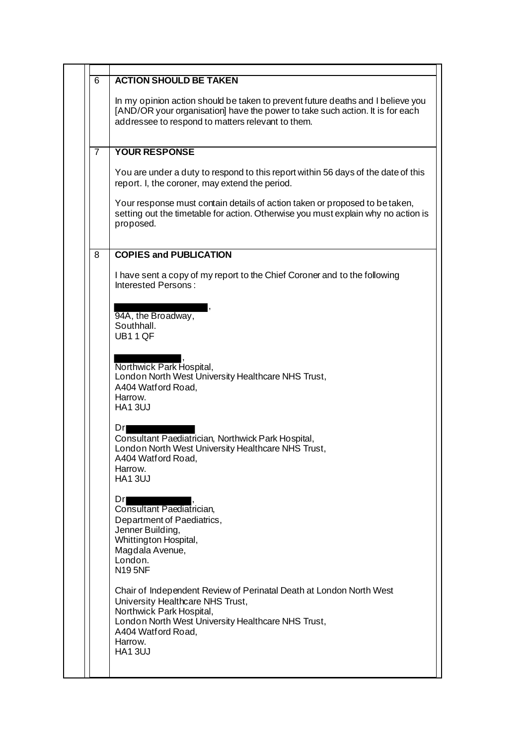| | |
|---|---|
| 6 | **ACTION SHOULD BE TAKEN**<br><br>In my opinion action should be taken to prevent future deaths and I believe you [AND/OR your organisation] have the power to take such action. It is for each addressee to respond to matters relevant to them. |
| 7 | **YOUR RESPONSE**<br><br>You are under a duty to respond to this report within 56 days of the date of this report. I, the coroner, may extend the period.<br><br>Your response must contain details of action taken or proposed to be taken, setting out the timetable for action. Otherwise you must explain why no action is proposed. |
| 8 | **COPIES and PUBLICATION**<br><br>I have sent a copy of my report to the Chief Coroner and to the following Interested Persons :<br><br>[REDACTED],<br>94A, the Broadway,<br>Southhall.<br>UB1 1QF<br><br>[REDACTED],<br>Northwick Park Hospital,<br>London North West University Healthcare NHS Trust,<br>A404 Watford Road,<br>Harrow.<br>HA1 3UJ<br><br>Dr [REDACTED]<br>Consultant Paediatrician, Northwick Park Hospital,<br>London North West University Healthcare NHS Trust,<br>A404 Watford Road,<br>Harrow.<br>HA1 3UJ<br><br>Dr [REDACTED],<br>Consultant Paediatrician,<br>Department of Paediatrics,<br>Jenner Building,<br>Whittington Hospital,<br>Magdala Avenue,<br>London.<br>N19 5NF<br><br>Chair of Independent Review of Perinatal Death at London North West University Healthcare NHS Trust,<br>Northwick Park Hospital,<br>London North West University Healthcare NHS Trust,<br>A404 Watford Road,<br>Harrow.<br>HA1 3UJ |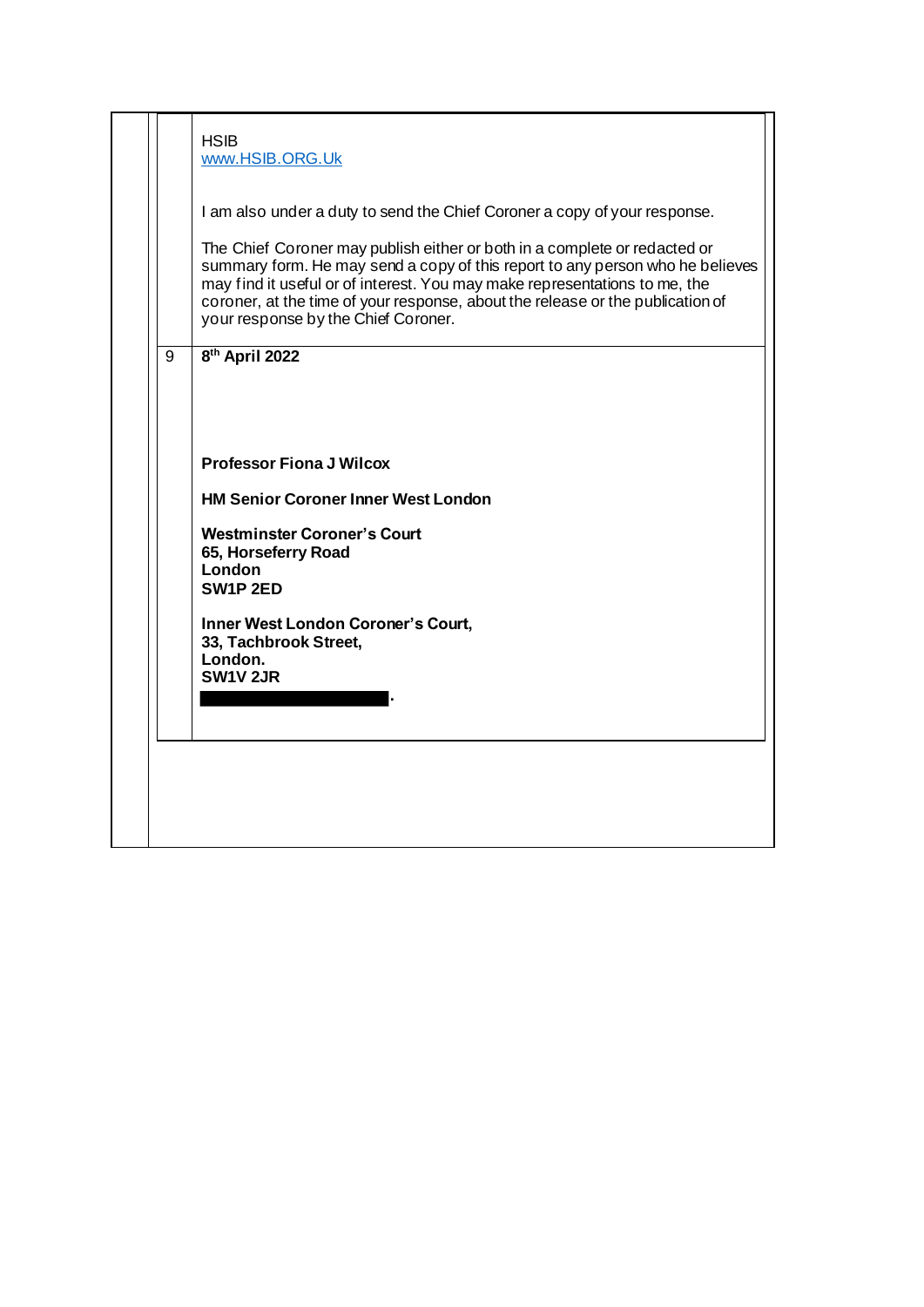HSIB
www.HSIB.ORG.Uk

I am also under a duty to send the Chief Coroner a copy of your response.

The Chief Coroner may publish either or both in a complete or redacted or summary form. He may send a copy of this report to any person who he believes may find it useful or of interest. You may make representations to me, the coroner, at the time of your response, about the release or the publication of your response by the Chief Coroner.

9 **8th April 2022**

**Professor Fiona J Wilcox**

**HM Senior Coroner Inner West London**

**Westminster Coroner's Court**
**65, Horseferry Road**
**London**
**SW1P 2ED**

**Inner West London Coroner's Court,**
**33, Tachbrook Street,**
**London.**
**SW1V 2JR**